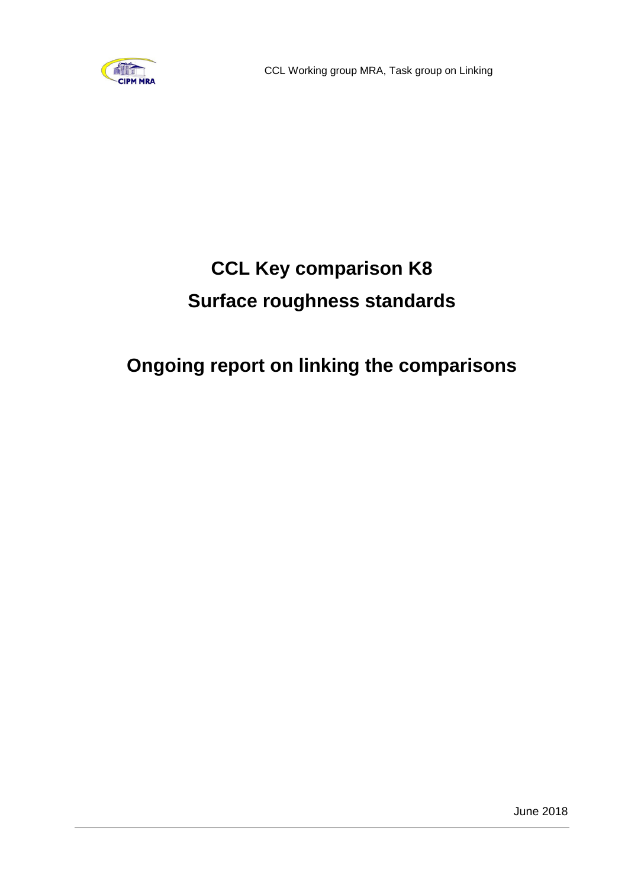CCL Working group MRA, Task group on Linking

# CCL Key comparison K8

# Surface roughness standards

# Ongoing report on linking the comparisons

June 2018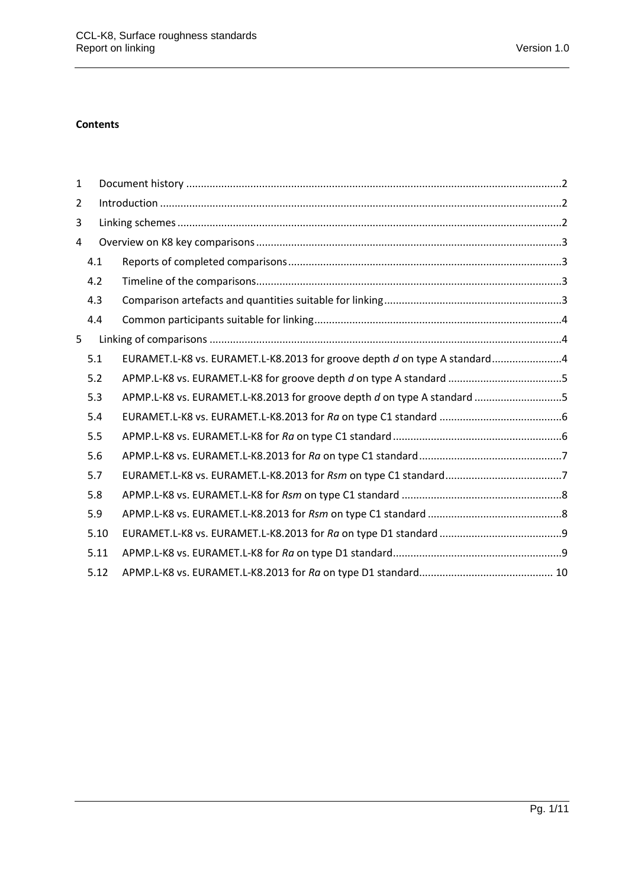**Contents**

| | | |
|---|---|---|
| 1 | Document history | 2 |
| 2 | Introduction | 2 |
| 3 | Linking schemes | 2 |
| 4 | Overview on K8 key comparisons | 3 |
| 4.1 | Reports of completed comparisons | 3 |
| 4.2 | Timeline of the comparisons | 3 |
| 4.3 | Comparison artefacts and quantities suitable for linking | 3 |
| 4.4 | Common participants suitable for linking | 4 |
| 5 | Linking of comparisons | 4 |
| 5.1 | EURAMET.L-K8 vs. EURAMET.L-K8.2013 for groove depth *d* on type A standard | 4 |
| 5.2 | APMP.L-K8 vs. EURAMET.L-K8 for groove depth *d* on type A standard | 5 |
| 5.3 | APMP.L-K8 vs. EURAMET.L-K8.2013 for groove depth *d* on type A standard | 5 |
| 5.4 | EURAMET.L-K8 vs. EURAMET.L-K8.2013 for *Ra* on type C1 standard | 6 |
| 5.5 | APMP.L-K8 vs. EURAMET.L-K8 for *Ra* on type C1 standard | 6 |
| 5.6 | APMP.L-K8 vs. EURAMET.L-K8.2013 for *Ra* on type C1 standard | 7 |
| 5.7 | EURAMET.L-K8 vs. EURAMET.L-K8.2013 for *Rsm* on type C1 standard | 7 |
| 5.8 | APMP.L-K8 vs. EURAMET.L-K8 for *Rsm* on type C1 standard | 8 |
| 5.9 | APMP.L-K8 vs. EURAMET.L-K8.2013 for *Rsm* on type C1 standard | 8 |
| 5.10 | EURAMET.L-K8 vs. EURAMET.L-K8.2013 for *Ra* on type D1 standard | 9 |
| 5.11 | APMP.L-K8 vs. EURAMET.L-K8 for *Ra* on type D1 standard | 9 |
| 5.12 | APMP.L-K8 vs. EURAMET.L-K8.2013 for *Ra* on type D1 standard | 10 |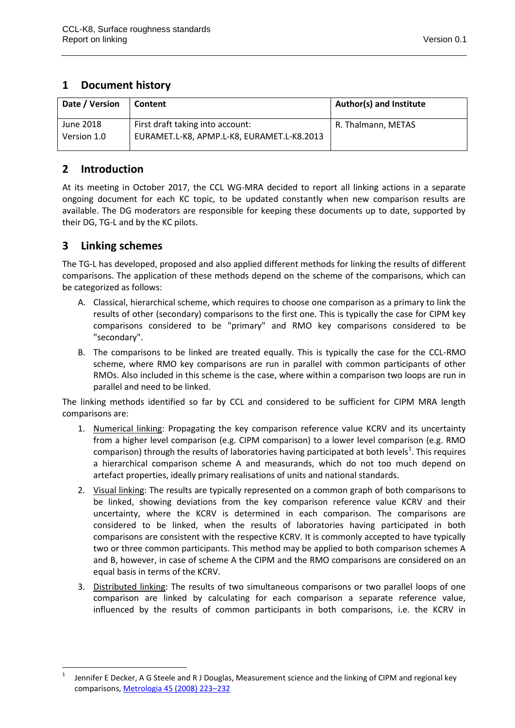## 1 Document history

| Date / Version | Content | Author(s) and Institute |
|---|---|---|
| June 2018<br>Version 1.0 | First draft taking into account:<br>EURAMET.L-K8, APMP.L-K8, EURAMET.L-K8.2013 | R. Thalmann, METAS |

## 2 Introduction

At its meeting in October 2017, the CCL WG-MRA decided to report all linking actions in a separate ongoing document for each KC topic, to be updated constantly when new comparison results are available. The DG moderators are responsible for keeping these documents up to date, supported by their DG, TG-L and by the KC pilots.

## 3 Linking schemes

The TG-L has developed, proposed and also applied different methods for linking the results of different comparisons. The application of these methods depend on the scheme of the comparisons, which can be categorized as follows:

A. Classical, hierarchical scheme, which requires to choose one comparison as a primary to link the results of other (secondary) comparisons to the first one. This is typically the case for CIPM key comparisons considered to be "primary" and RMO key comparisons considered to be "secondary".

B. The comparisons to be linked are treated equally. This is typically the case for the CCL-RMO scheme, where RMO key comparisons are run in parallel with common participants of other RMOs. Also included in this scheme is the case, where within a comparison two loops are run in parallel and need to be linked.

The linking methods identified so far by CCL and considered to be sufficient for CIPM MRA length comparisons are:

1. Numerical linking: Propagating the key comparison reference value KCRV and its uncertainty from a higher level comparison (e.g. CIPM comparison) to a lower level comparison (e.g. RMO comparison) through the results of laboratories having participated at both levels[1]. This requires a hierarchical comparison scheme A and measurands, which do not too much depend on artefact properties, ideally primary realisations of units and national standards.

2. Visual linking: The results are typically represented on a common graph of both comparisons to be linked, showing deviations from the key comparison reference value KCRV and their uncertainty, where the KCRV is determined in each comparison. The comparisons are considered to be linked, when the results of laboratories having participated in both comparisons are consistent with the respective KCRV. It is commonly accepted to have typically two or three common participants. This method may be applied to both comparison schemes A and B, however, in case of scheme A the CIPM and the RMO comparisons are considered on an equal basis in terms of the KCRV.

3. Distributed linking: The results of two simultaneous comparisons or two parallel loops of one comparison are linked by calculating for each comparison a separate reference value, influenced by the results of common participants in both comparisons, i.e. the KCRV in

[1] Jennifer E Decker, A G Steele and R J Douglas, Measurement science and the linking of CIPM and regional key comparisons, Metrologia 45 (2008) 223–232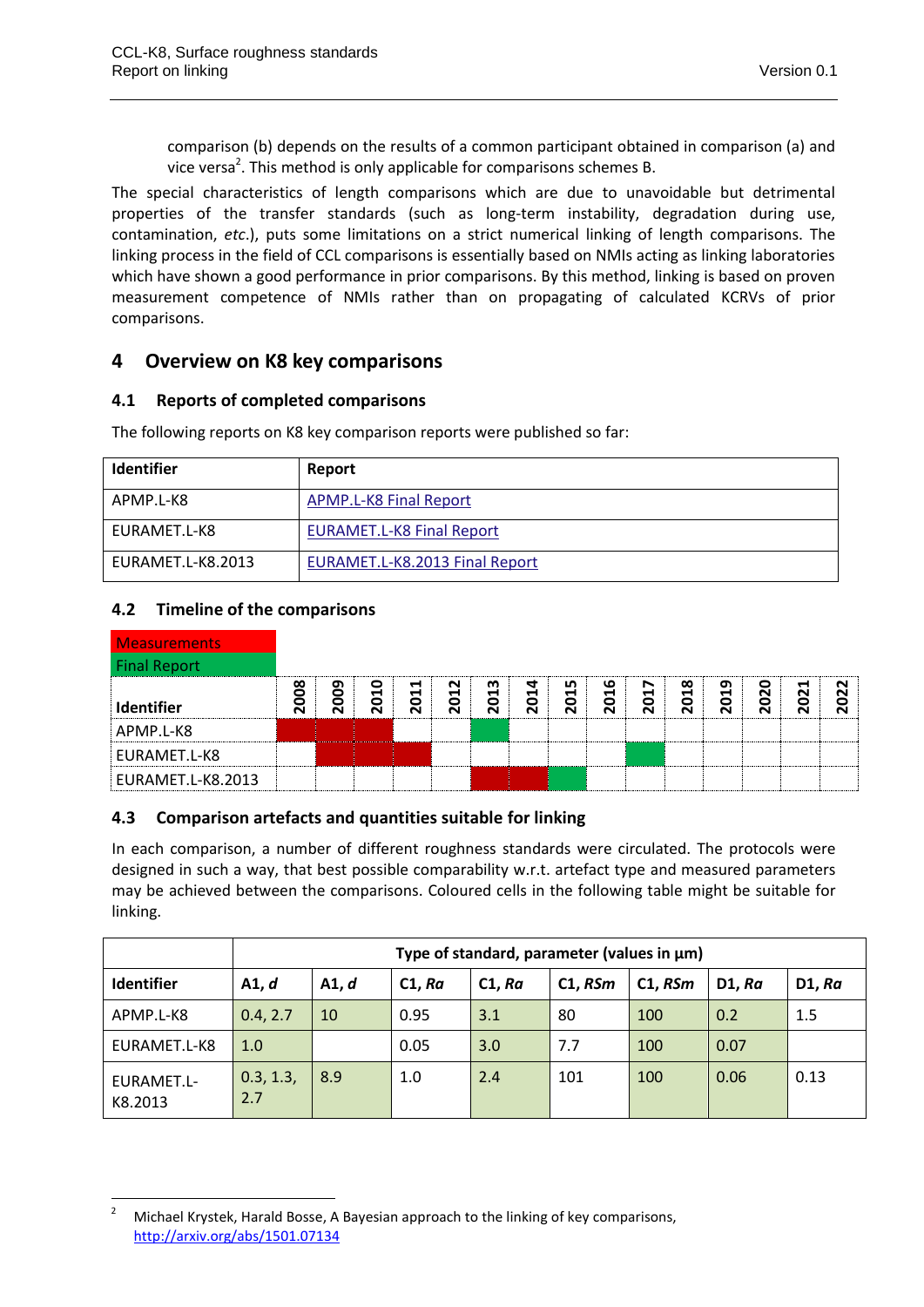comparison (b) depends on the results of a common participant obtained in comparison (a) and vice versa[2]. This method is only applicable for comparisons schemes B.

The special characteristics of length comparisons which are due to unavoidable but detrimental properties of the transfer standards (such as long-term instability, degradation during use, contamination, *etc.*), puts some limitations on a strict numerical linking of length comparisons. The linking process in the field of CCL comparisons is essentially based on NMIs acting as linking laboratories which have shown a good performance in prior comparisons. By this method, linking is based on proven measurement competence of NMIs rather than on propagating of calculated KCRVs of prior comparisons.

# 4 Overview on K8 key comparisons

## 4.1 Reports of completed comparisons

The following reports on K8 key comparison reports were published so far:

| Identifier | Report |
|---|---|
| APMP.L-K8 | APMP.L-K8 Final Report |
| EURAMET.L-K8 | EURAMET.L-K8 Final Report |
| EURAMET.L-K8.2013 | EURAMET.L-K8.2013 Final Report |

## 4.2 Timeline of the comparisons

Measurements (M)
Final Report (F)

| Identifier | 2008 | 2009 | 2010 | 2011 | 2012 | 2013 | 2014 | 2015 | 2016 | 2017 | 2018 | 2019 | 2020 | 2021 | 2022 |
|---|---|---|---|---|---|---|---|---|---|---|---|---|---|---|---|
| APMP.L-K8 | M | M | M | | | F | | | | | | | | | |
| EURAMET.L-K8 | | M | M | M | | | | | | F | | | | | |
| EURAMET.L-K8.2013 | | | | | | M | M | F | | | | | | | |

## 4.3 Comparison artefacts and quantities suitable for linking

In each comparison, a number of different roughness standards were circulated. The protocols were designed in such a way, that best possible comparability w.r.t. artefact type and measured parameters may be achieved between the comparisons. Coloured cells in the following table might be suitable for linking.

| | Type of standard, parameter (values in µm) | | | | | | | |
|---|---|---|---|---|---|---|---|---|
| **Identifier** | **A1, *d*** | **A1, *d*** | **C1, *Ra*** | **C1, *Ra*** | **C1, *RSm*** | **C1, *RSm*** | **D1, *Ra*** | **D1, *Ra*** |
| APMP.L-K8 | 0.4, 2.7 | 10 | 0.95 | 3.1 | 80 | 100 | 0.2 | 1.5 |
| EURAMET.L-K8 | 1.0 | | 0.05 | 3.0 | 7.7 | 100 | 0.07 | |
| EURAMET.L-K8.2013 | 0.3, 1.3, 2.7 | 8.9 | 1.0 | 2.4 | 101 | 100 | 0.06 | 0.13 |

[2] Michael Krystek, Harald Bosse, A Bayesian approach to the linking of key comparisons, http://arxiv.org/abs/1501.07134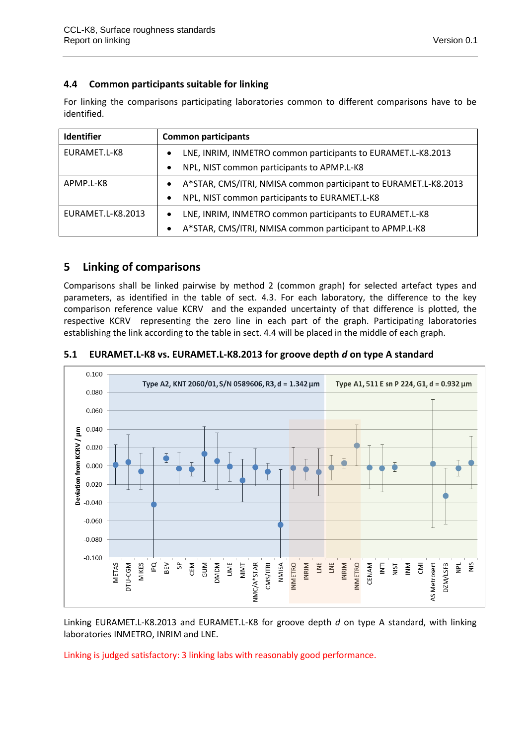### 4.4 Common participants suitable for linking

For linking the comparisons participating laboratories common to different comparisons have to be identified.

| Identifier | Common participants |
|---|---|
| EURAMET.L-K8 | • LNE, INRIM, INMETRO common participants to EURAMET.L-K8.2013<br>• NPL, NIST common participants to APMP.L-K8 |
| APMP.L-K8 | • A*STAR, CMS/ITRI, NMISA common participant to EURAMET.L-K8.2013<br>• NPL, NIST common participants to EURAMET.L-K8 |
| EURAMET.L-K8.2013 | • LNE, INRIM, INMETRO common participants to EURAMET.L-K8<br>• A*STAR, CMS/ITRI, NMISA common participant to APMP.L-K8 |

## 5 Linking of comparisons

Comparisons shall be linked pairwise by method 2 (common graph) for selected artefact types and parameters, as identified in the table of sect. 4.3. For each laboratory, the difference to the key comparison reference value KCRV and the expanded uncertainty of that difference is plotted, the respective KCRV representing the zero line in each part of the graph. Participating laboratories establishing the link according to the table in sect. 4.4 will be placed in the middle of each graph.

### 5.1 EURAMET.L-K8 vs. EURAMET.L-K8.2013 for groove depth *d* on type A standard

Linking EURAMET.L-K8.2013 and EURAMET.L-K8 for groove depth *d* on type A standard, with linking laboratories INMETRO, INRIM and LNE.

Linking is judged satisfactory: 3 linking labs with reasonably good performance.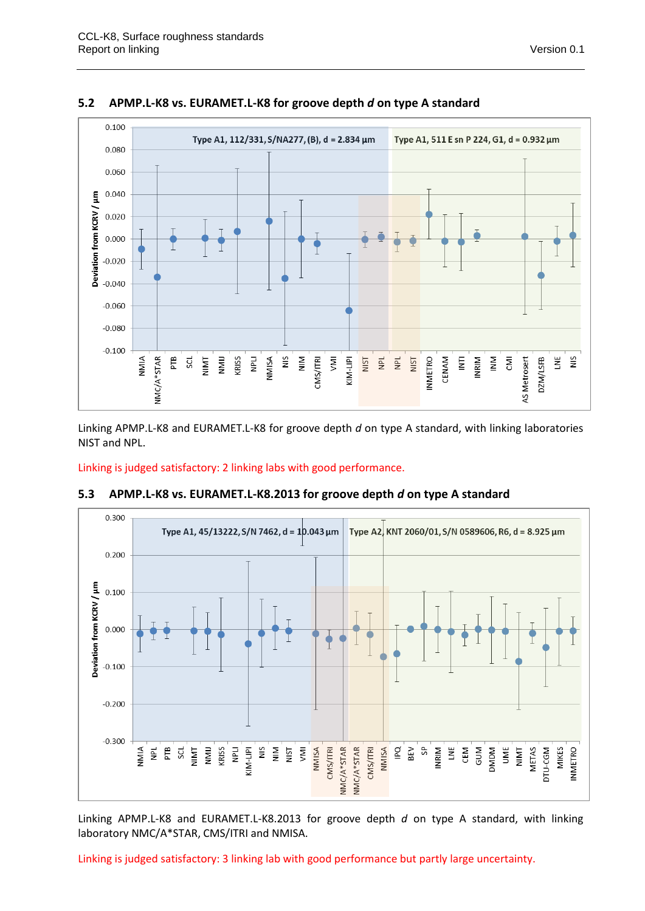## 5.2 APMP.L-K8 vs. EURAMET.L-K8 for groove depth *d* on type A standard

Linking APMP.L-K8 and EURAMET.L-K8 for groove depth *d* on type A standard, with linking laboratories NIST and NPL.

Linking is judged satisfactory: 2 linking labs with good performance.

## 5.3 APMP.L-K8 vs. EURAMET.L-K8.2013 for groove depth *d* on type A standard

Linking APMP.L-K8 and EURAMET.L-K8.2013 for groove depth *d* on type A standard, with linking laboratory NMC/A*STAR, CMS/ITRI and NMISA.

Linking is judged satisfactory: 3 linking lab with good performance but partly large uncertainty.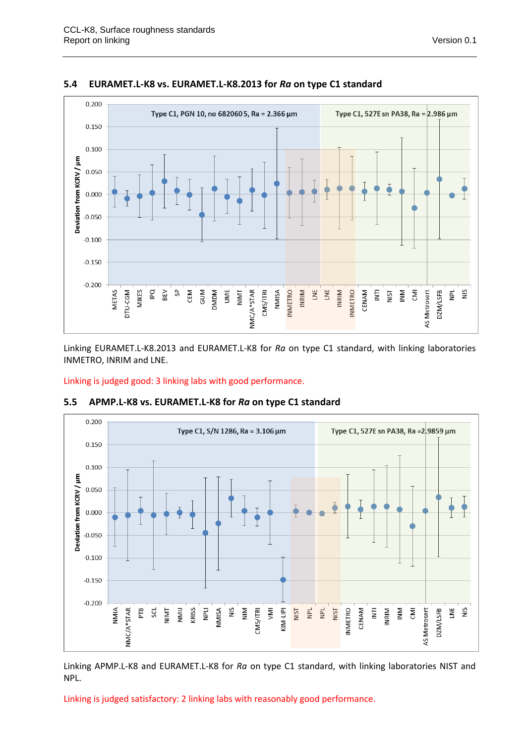## 5.4 EURAMET.L-K8 vs. EURAMET.L-K8.2013 for *Ra* on type C1 standard

Linking EURAMET.L-K8.2013 and EURAMET.L-K8 for *Ra* on type C1 standard, with linking laboratories INMETRO, INRIM and LNE.

Linking is judged good: 3 linking labs with good performance.

## 5.5 APMP.L-K8 vs. EURAMET.L-K8 for *Ra* on type C1 standard

Linking APMP.L-K8 and EURAMET.L-K8 for *Ra* on type C1 standard, with linking laboratories NIST and NPL.

Linking is judged satisfactory: 2 linking labs with reasonably good performance.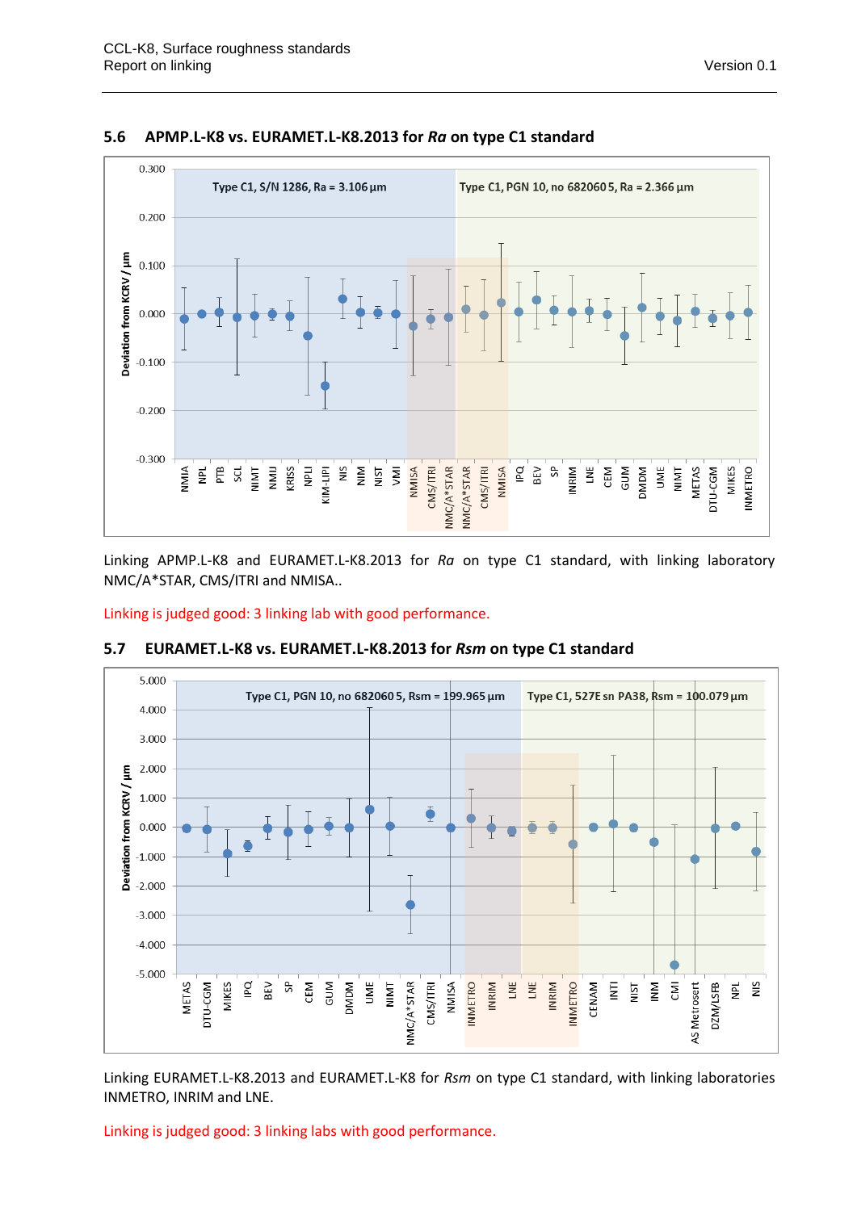## 5.6 APMP.L-K8 vs. EURAMET.L-K8.2013 for *Ra* on type C1 standard

Linking APMP.L-K8 and EURAMET.L-K8.2013 for *Ra* on type C1 standard, with linking laboratory NMC/A*STAR, CMS/ITRI and NMISA..

Linking is judged good: 3 linking lab with good performance.

## 5.7 EURAMET.L-K8 vs. EURAMET.L-K8.2013 for *Rsm* on type C1 standard

Linking EURAMET.L-K8.2013 and EURAMET.L-K8 for *Rsm* on type C1 standard, with linking laboratories INMETRO, INRIM and LNE.

Linking is judged good: 3 linking labs with good performance.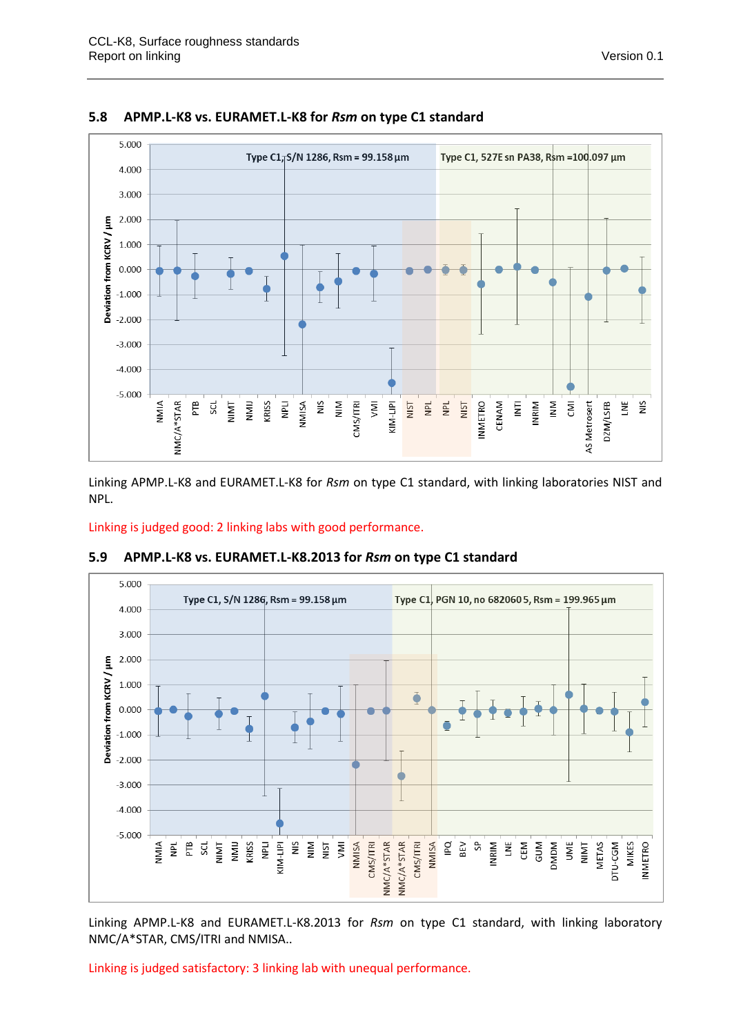## 5.8 APMP.L-K8 vs. EURAMET.L-K8 for *Rsm* on type C1 standard

Linking APMP.L-K8 and EURAMET.L-K8 for *Rsm* on type C1 standard, with linking laboratories NIST and NPL.

Linking is judged good: 2 linking labs with good performance.

## 5.9 APMP.L-K8 vs. EURAMET.L-K8.2013 for *Rsm* on type C1 standard

Linking APMP.L-K8 and EURAMET.L-K8.2013 for *Rsm* on type C1 standard, with linking laboratory NMC/A*STAR, CMS/ITRI and NMISA..

Linking is judged satisfactory: 3 linking lab with unequal performance.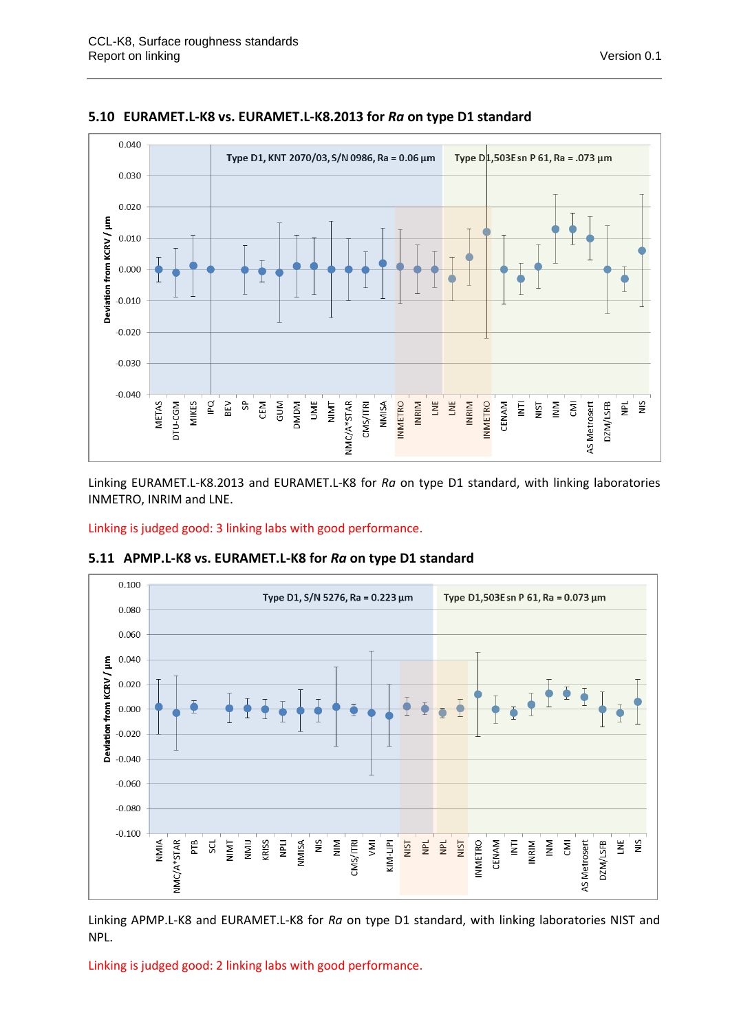## 5.10 EURAMET.L-K8 vs. EURAMET.L-K8.2013 for *Ra* on type D1 standard

Linking EURAMET.L-K8.2013 and EURAMET.L-K8 for *Ra* on type D1 standard, with linking laboratories INMETRO, INRIM and LNE.

Linking is judged good: 3 linking labs with good performance.

## 5.11 APMP.L-K8 vs. EURAMET.L-K8 for *Ra* on type D1 standard

Linking APMP.L-K8 and EURAMET.L-K8 for *Ra* on type D1 standard, with linking laboratories NIST and NPL.

Linking is judged good: 2 linking labs with good performance.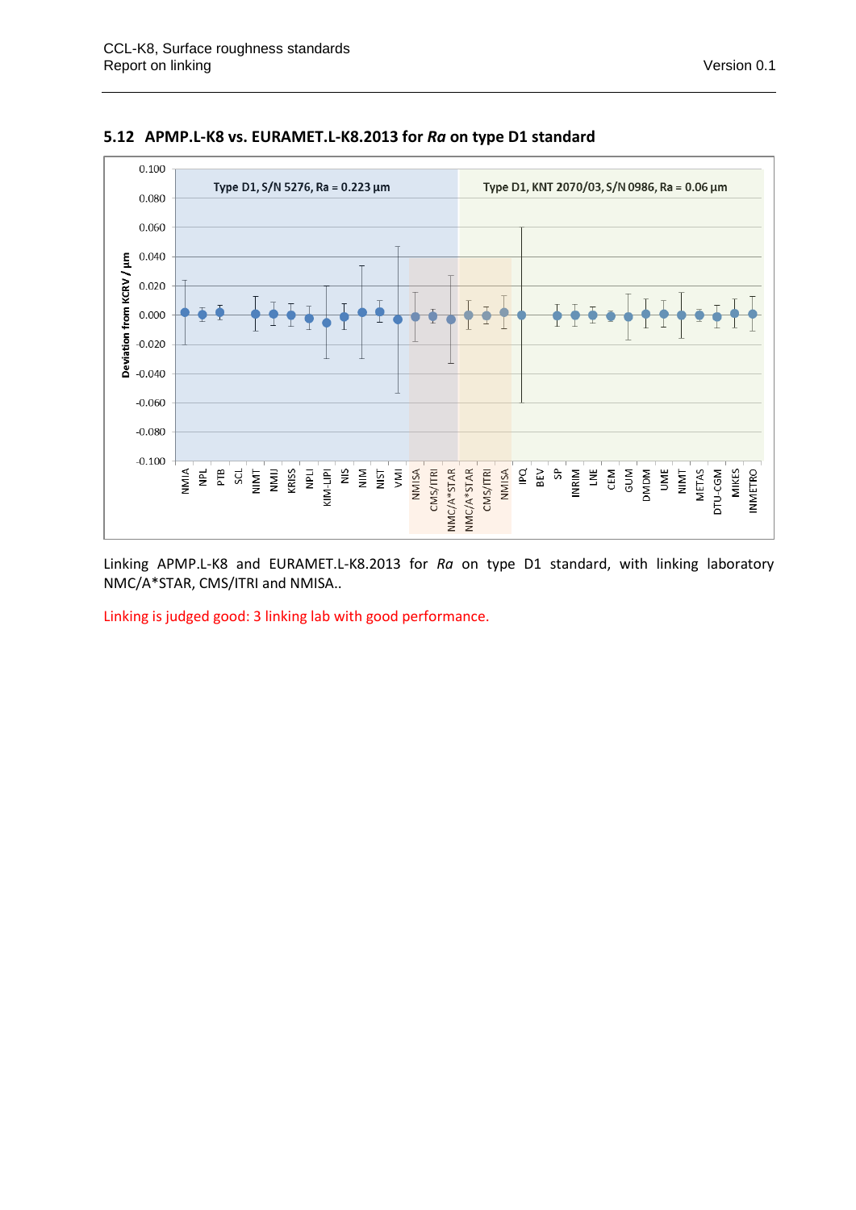## 5.12 APMP.L-K8 vs. EURAMET.L-K8.2013 for *Ra* on type D1 standard

Type D1, S/N 5276, Ra = 0.223 µm

Type D1, KNT 2070/03, S/N 0986, Ra = 0.06 µm

Deviation from KCRV / µm

0.100
0.080
0.060
0.040
0.020
0.000
-0.020
-0.040
-0.060
-0.080
-0.100

NMIA
NPL
PTB
SCL
NIMT
NMIJ
KRISS
NPLI
KIM-LIPI
NIS
NIM
NIST
VMI
NMISA
CMS/ITRI
NMC/A*STAR
NMC/A*STAR
CMS/ITRI
NMISA
IPQ
BEV
SP
INRIM
LNE
CEM
GUM
DMDM
UME
NIMT
METAS
DTU-CGM
MIKES
INMETRO

Linking APMP.L-K8 and EURAMET.L-K8.2013 for *Ra* on type D1 standard, with linking laboratory NMC/A*STAR, CMS/ITRI and NMISA..

Linking is judged good: 3 linking lab with good performance.